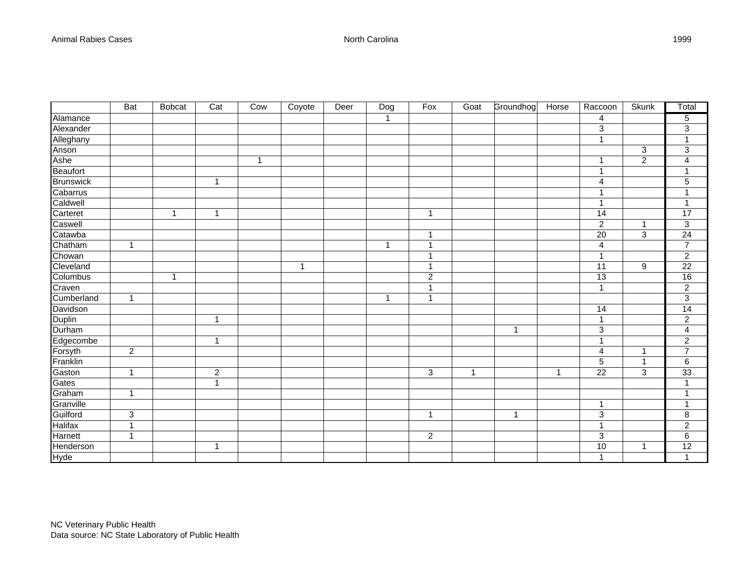Animal Rabies Cases — North Carolina — 1999

| | Bat | Bobcat | Cat | Cow | Coyote | Deer | Dog | Fox | Goat | Groundhog | Horse | Raccoon | Skunk | Total |
|---|---|---|---|---|---|---|---|---|---|---|---|---|---|---|
| Alamance | | | | | | | 1 | | | | | 4 | | 5 |
| Alexander | | | | | | | | | | | | 3 | | 3 |
| Alleghany | | | | | | | | | | | | 1 | | 1 |
| Anson | | | | | | | | | | | | | 3 | 3 |
| Ashe | | | | 1 | | | | | | | | 1 | 2 | 4 |
| Beaufort | | | | | | | | | | | | 1 | | 1 |
| Brunswick | | | 1 | | | | | | | | | 4 | | 5 |
| Cabarrus | | | | | | | | | | | | 1 | | 1 |
| Caldwell | | | | | | | | | | | | 1 | | 1 |
| Carteret | | 1 | 1 | | | | | 1 | | | | 14 | | 17 |
| Caswell | | | | | | | | | | | | 2 | 1 | 3 |
| Catawba | | | | | | | | 1 | | | | 20 | 3 | 24 |
| Chatham | 1 | | | | | | 1 | 1 | | | | 4 | | 7 |
| Chowan | | | | | | | | 1 | | | | 1 | | 2 |
| Cleveland | | | | | 1 | | | 1 | | | | 11 | 9 | 22 |
| Columbus | | 1 | | | | | | 2 | | | | 13 | | 16 |
| Craven | | | | | | | | 1 | | | | 1 | | 2 |
| Cumberland | 1 | | | | | | 1 | 1 | | | | | | 3 |
| Davidson | | | | | | | | | | | | 14 | | 14 |
| Duplin | | | 1 | | | | | | | | | 1 | | 2 |
| Durham | | | | | | | | | | 1 | | 3 | | 4 |
| Edgecombe | | | 1 | | | | | | | | | 1 | | 2 |
| Forsyth | 2 | | | | | | | | | | | 4 | 1 | 7 |
| Franklin | | | | | | | | | | | | 5 | 1 | 6 |
| Gaston | 1 | | 2 | | | | | 3 | 1 | | 1 | 22 | 3 | 33 |
| Gates | | | 1 | | | | | | | | | | | 1 |
| Graham | 1 | | | | | | | | | | | | | 1 |
| Granville | | | | | | | | | | | | 1 | | 1 |
| Guilford | 3 | | | | | | | 1 | | 1 | | 3 | | 8 |
| Halifax | 1 | | | | | | | | | | | 1 | | 2 |
| Harnett | 1 | | | | | | | 2 | | | | 3 | | 6 |
| Henderson | | | 1 | | | | | | | | | 10 | 1 | 12 |
| Hyde | | | | | | | | | | | | 1 | | 1 |

NC Veterinary Public Health
Data source: NC State Laboratory of Public Health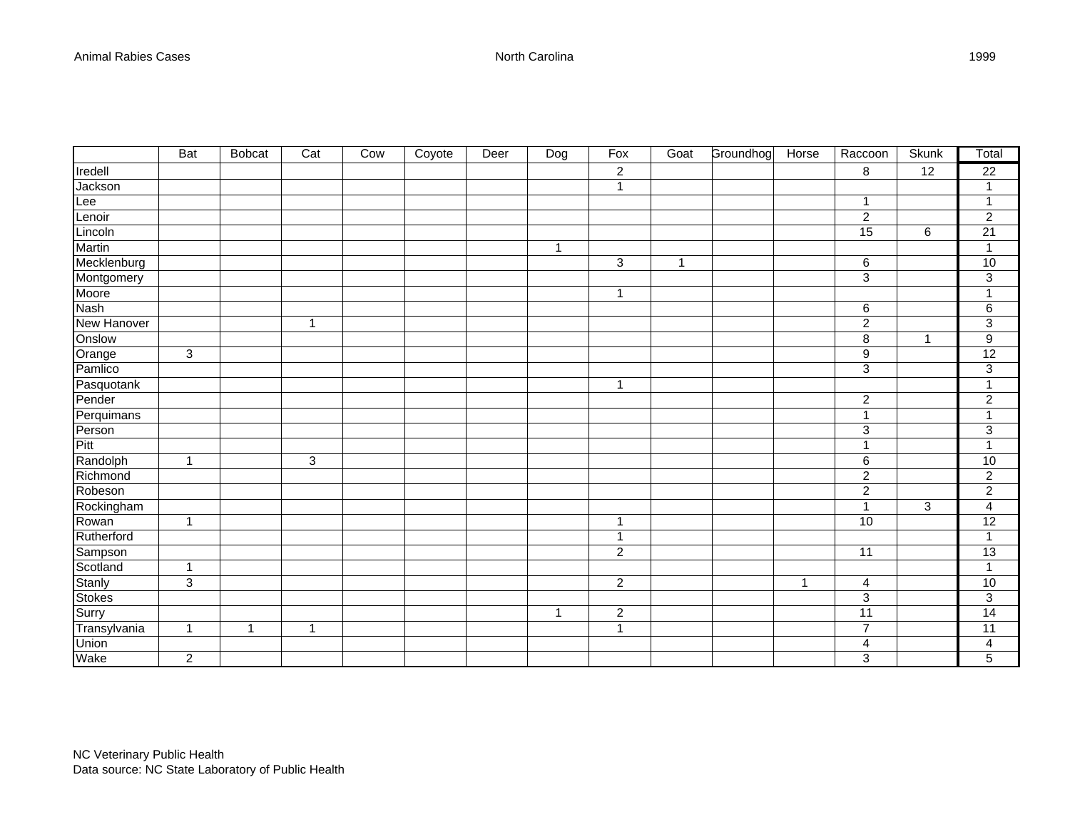| | Bat | Bobcat | Cat | Cow | Coyote | Deer | Dog | Fox | Goat | Groundhog | Horse | Raccoon | Skunk | Total |
|---|---|---|---|---|---|---|---|---|---|---|---|---|---|---|
| Iredell | | | | | | | | 2 | | | | 8 | 12 | 22 |
| Jackson | | | | | | | | 1 | | | | | | 1 |
| Lee | | | | | | | | | | | | 1 | | 1 |
| Lenoir | | | | | | | | | | | | 2 | | 2 |
| Lincoln | | | | | | | | | | | | 15 | 6 | 21 |
| Martin | | | | | | | 1 | | | | | | | 1 |
| Mecklenburg | | | | | | | | 3 | 1 | | | 6 | | 10 |
| Montgomery | | | | | | | | | | | | 3 | | 3 |
| Moore | | | | | | | | 1 | | | | | | 1 |
| Nash | | | | | | | | | | | | 6 | | 6 |
| New Hanover | | | 1 | | | | | | | | | 2 | | 3 |
| Onslow | | | | | | | | | | | | 8 | 1 | 9 |
| Orange | 3 | | | | | | | | | | | 9 | | 12 |
| Pamlico | | | | | | | | | | | | 3 | | 3 |
| Pasquotank | | | | | | | | 1 | | | | | | 1 |
| Pender | | | | | | | | | | | | 2 | | 2 |
| Perquimans | | | | | | | | | | | | 1 | | 1 |
| Person | | | | | | | | | | | | 3 | | 3 |
| Pitt | | | | | | | | | | | | 1 | | 1 |
| Randolph | 1 | | 3 | | | | | | | | | 6 | | 10 |
| Richmond | | | | | | | | | | | | 2 | | 2 |
| Robeson | | | | | | | | | | | | 2 | | 2 |
| Rockingham | | | | | | | | | | | | 1 | 3 | 4 |
| Rowan | 1 | | | | | | | 1 | | | | 10 | | 12 |
| Rutherford | | | | | | | | 1 | | | | | | 1 |
| Sampson | | | | | | | | 2 | | | | 11 | | 13 |
| Scotland | 1 | | | | | | | | | | | | | 1 |
| Stanly | 3 | | | | | | | 2 | | | 1 | 4 | | 10 |
| Stokes | | | | | | | | | | | | 3 | | 3 |
| Surry | | | | | | | 1 | 2 | | | | 11 | | 14 |
| Transylvania | 1 | 1 | 1 | | | | | 1 | | | | 7 | | 11 |
| Union | | | | | | | | | | | | 4 | | 4 |
| Wake | 2 | | | | | | | | | | | 3 | | 5 |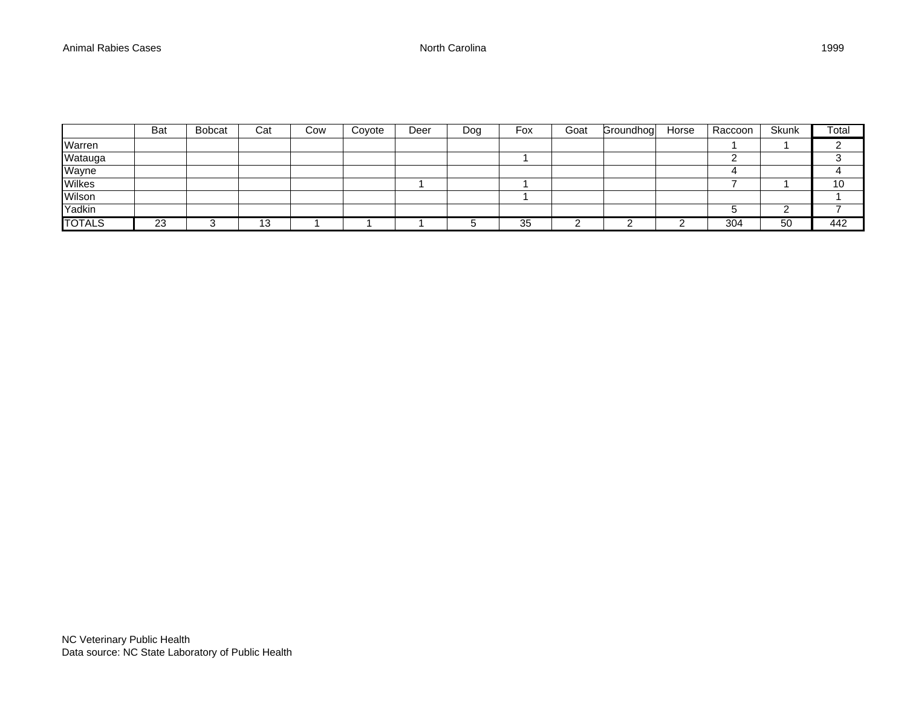| | Bat | Bobcat | Cat | Cow | Coyote | Deer | Dog | Fox | Goat | Groundhog | Horse | Raccoon | Skunk | Total |
|---|---|---|---|---|---|---|---|---|---|---|---|---|---|---|
| Warren | | | | | | | | | | | | 1 | 1 | 2 |
| Watauga | | | | | | | | 1 | | | | 2 | | 3 |
| Wayne | | | | | | | | | | | | 4 | | 4 |
| Wilkes | | | | | | 1 | | 1 | | | | 7 | 1 | 10 |
| Wilson | | | | | | | | 1 | | | | | | 1 |
| Yadkin | | | | | | | | | | | | 5 | 2 | 7 |
| TOTALS | 23 | 3 | 13 | 1 | 1 | 1 | 5 | 35 | 2 | 2 | 2 | 304 | 50 | 442 |